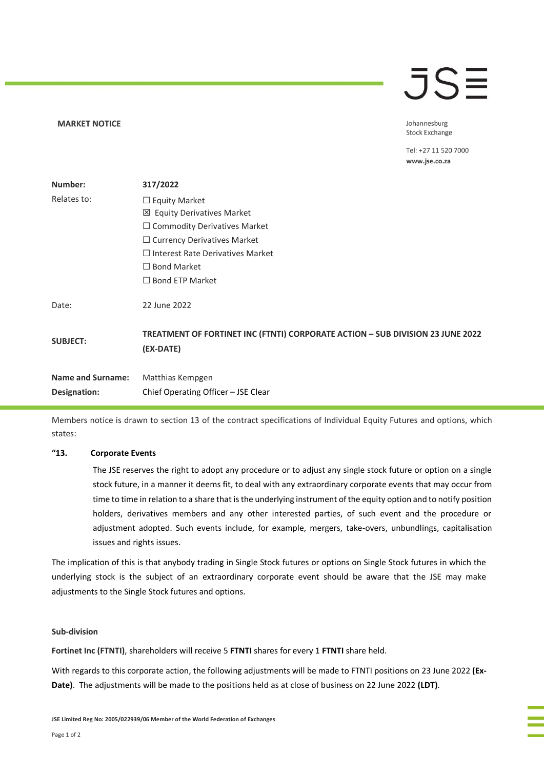**MARKET NOTICE**

Johannesburg
Stock Exchange

Tel: +27 11 520 7000
**www.jse.co.za**

| | |
|---|---|
| **Number:** | **317/2022** |
| Relates to: | ☐ Equity Market<br>☒ Equity Derivatives Market<br>☐ Commodity Derivatives Market<br>☐ Currency Derivatives Market<br>☐ Interest Rate Derivatives Market<br>☐ Bond Market<br>☐ Bond ETP Market |
| Date: | 22 June 2022 |
| **SUBJECT:** | **TREATMENT OF FORTINET INC (FTNTI) CORPORATE ACTION – SUB DIVISION 23 JUNE 2022 (EX-DATE)** |
| **Name and Surname:** | Matthias Kempgen |
| **Designation:** | Chief Operating Officer – JSE Clear |

Members notice is drawn to section 13 of the contract specifications of Individual Equity Futures and options, which states:

**"13. Corporate Events**

> The JSE reserves the right to adopt any procedure or to adjust any single stock future or option on a single stock future, in a manner it deems fit, to deal with any extraordinary corporate events that may occur from time to time in relation to a share that is the underlying instrument of the equity option and to notify position holders, derivatives members and any other interested parties, of such event and the procedure or adjustment adopted. Such events include, for example, mergers, take-overs, unbundlings, capitalisation issues and rights issues.

The implication of this is that anybody trading in Single Stock futures or options on Single Stock futures in which the underlying stock is the subject of an extraordinary corporate event should be aware that the JSE may make adjustments to the Single Stock futures and options.

**Sub-division**

**Fortinet Inc (FTNTI)**, shareholders will receive 5 **FTNTI** shares for every 1 **FTNTI** share held.

With regards to this corporate action, the following adjustments will be made to FTNTI positions on 23 June 2022 **(Ex-Date)**. The adjustments will be made to the positions held as at close of business on 22 June 2022 **(LDT)**.

**JSE Limited Reg No: 2005/022939/06 Member of the World Federation of Exchanges**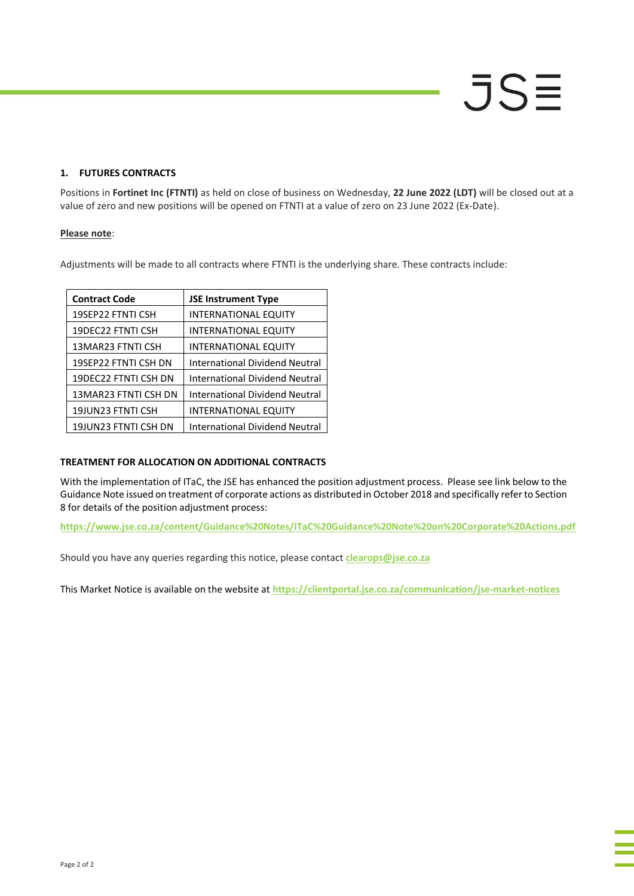## 1. FUTURES CONTRACTS

Positions in **Fortinet Inc (FTNTI)** as held on close of business on Wednesday, **22 June 2022 (LDT)** will be closed out at a value of zero and new positions will be opened on FTNTI at a value of zero on 23 June 2022 (Ex-Date).

**Please note**:

Adjustments will be made to all contracts where FTNTI is the underlying share. These contracts include:

| Contract Code | JSE Instrument Type |
|---|---|
| 19SEP22 FTNTI CSH | INTERNATIONAL EQUITY |
| 19DEC22 FTNTI CSH | INTERNATIONAL EQUITY |
| 13MAR23 FTNTI CSH | INTERNATIONAL EQUITY |
| 19SEP22 FTNTI CSH DN | International Dividend Neutral |
| 19DEC22 FTNTI CSH DN | International Dividend Neutral |
| 13MAR23 FTNTI CSH DN | International Dividend Neutral |
| 19JUN23 FTNTI CSH | INTERNATIONAL EQUITY |
| 19JUN23 FTNTI CSH DN | International Dividend Neutral |

### TREATMENT FOR ALLOCATION ON ADDITIONAL CONTRACTS

With the implementation of ITaC, the JSE has enhanced the position adjustment process. Please see link below to the Guidance Note issued on treatment of corporate actions as distributed in October 2018 and specifically refer to Section 8 for details of the position adjustment process:

**https://www.jse.co.za/content/Guidance%20Notes/ITaC%20Guidance%20Note%20on%20Corporate%20Actions.pdf**

Should you have any queries regarding this notice, please contact **clearops@jse.co.za**

This Market Notice is available on the website at **https://clientportal.jse.co.za/communication/jse-market-notices**